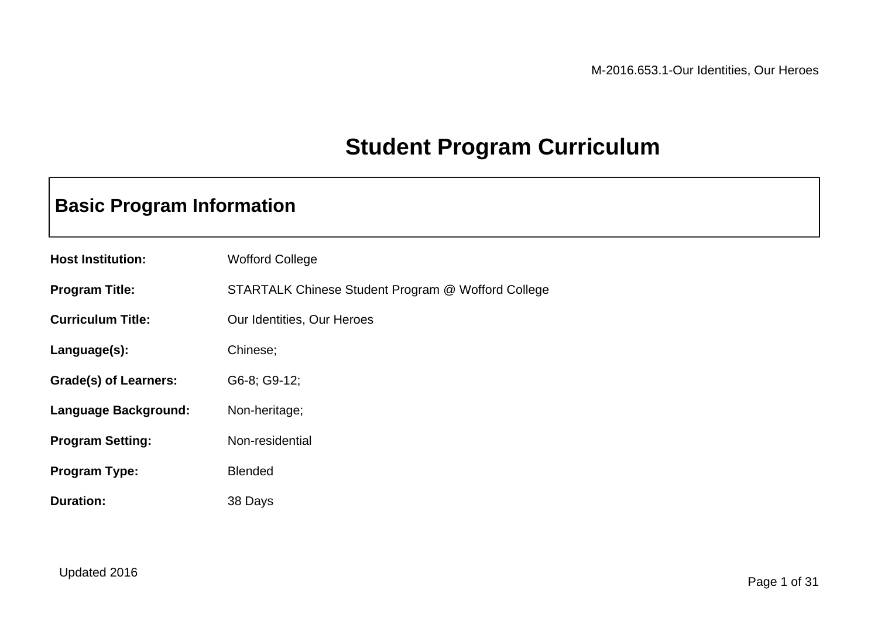# Student Program Curriculum

## Basic Program Information

**Host Institution:** Wofford College

**Program Title:** STARTALK Chinese Student Program @ Wofford College

**Curriculum Title:** Our Identities, Our Heroes

**Language(s):** Chinese;

**Grade(s) of Learners:** G6-8; G9-12;

**Language Background:** Non-heritage;

**Program Setting:** Non-residential

**Program Type:** Blended

**Duration:** 38 Days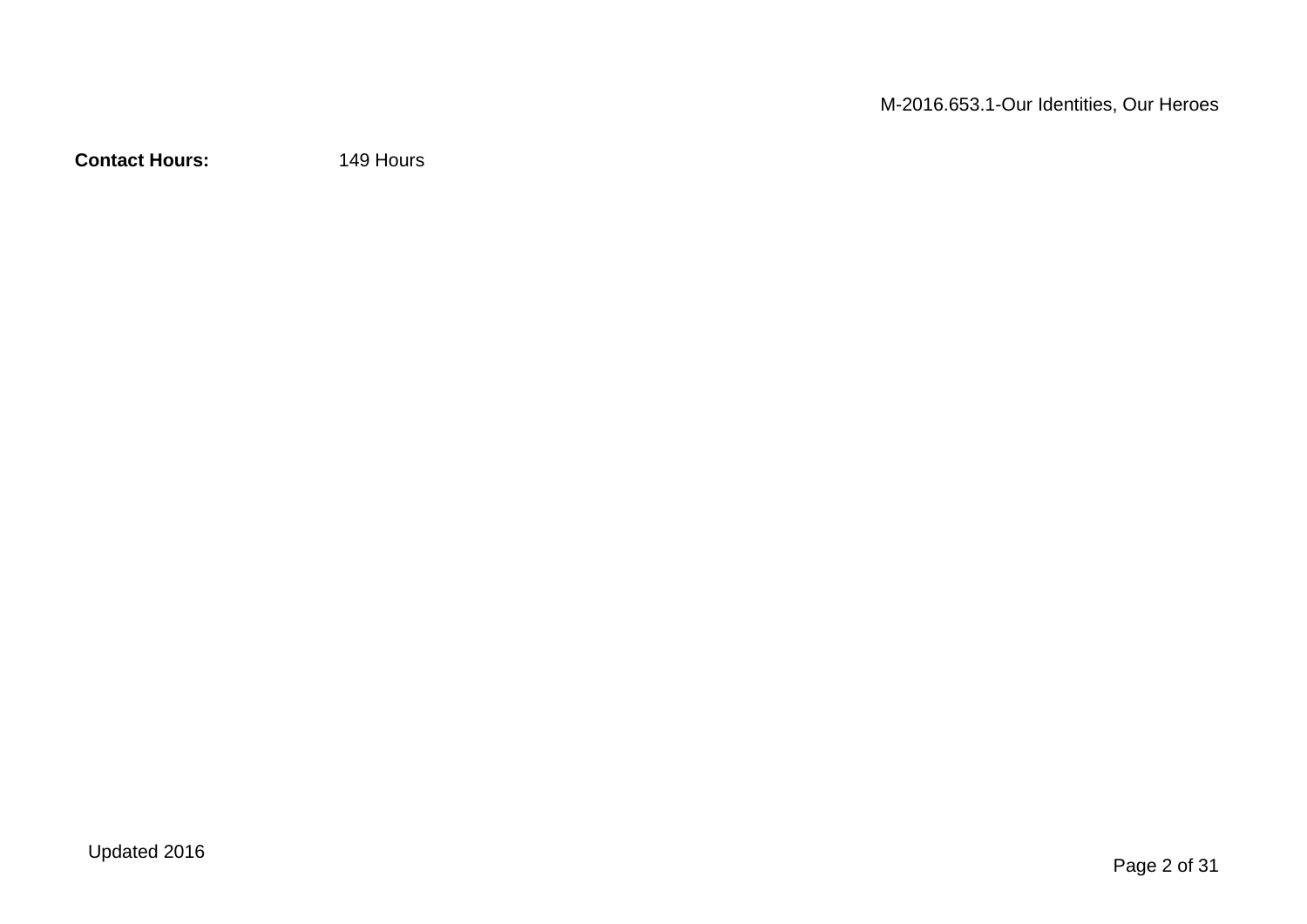**Contact Hours:** 149 Hours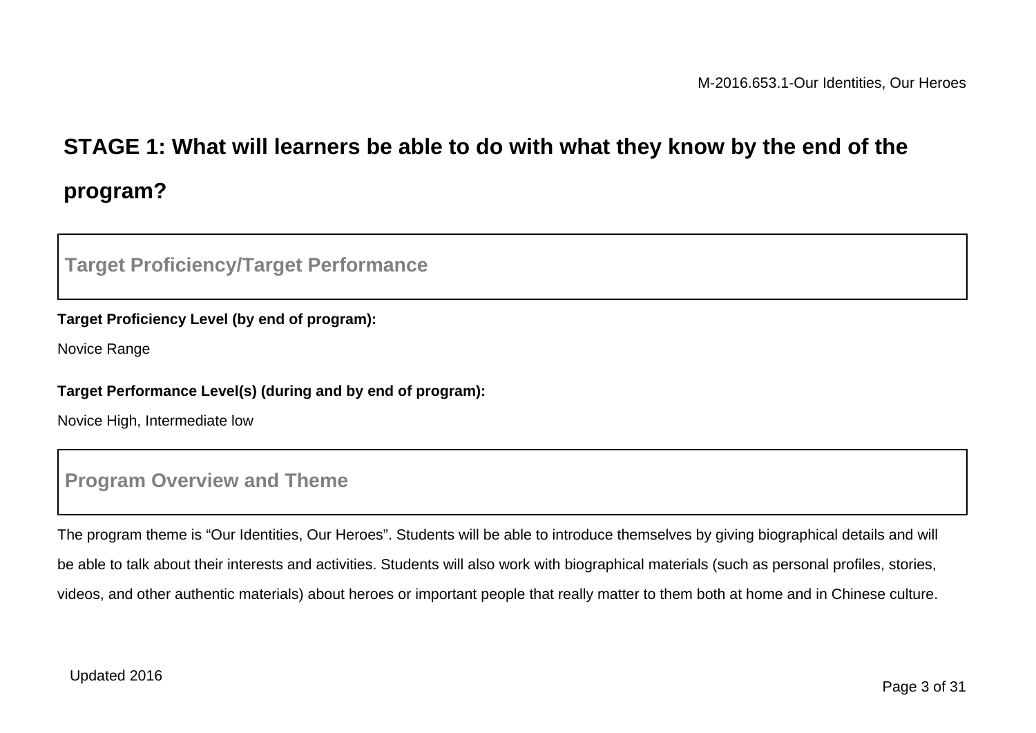## STAGE 1: What will learners be able to do with what they know by the end of the program?

### Target Proficiency/Target Performance

**Target Proficiency Level (by end of program):**

Novice Range

**Target Performance Level(s) (during and by end of program):**

Novice High, Intermediate low

### Program Overview and Theme

The program theme is "Our Identities, Our Heroes". Students will be able to introduce themselves by giving biographical details and will be able to talk about their interests and activities. Students will also work with biographical materials (such as personal profiles, stories, videos, and other authentic materials) about heroes or important people that really matter to them both at home and in Chinese culture.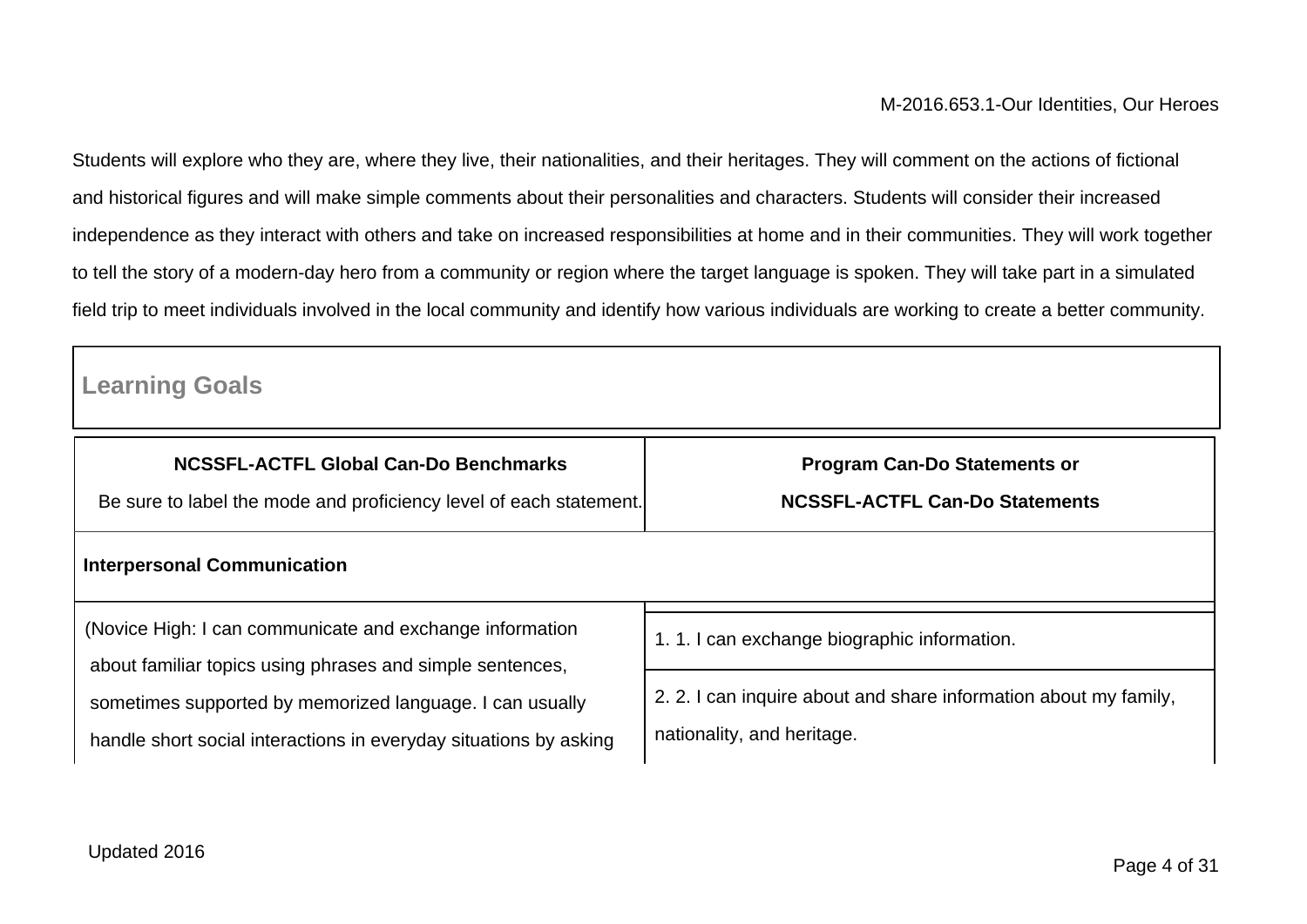Students will explore who they are, where they live, their nationalities, and their heritages. They will comment on the actions of fictional and historical figures and will make simple comments about their personalities and characters. Students will consider their increased independence as they interact with others and take on increased responsibilities at home and in their communities. They will work together to tell the story of a modern-day hero from a community or region where the target language is spoken. They will take part in a simulated field trip to meet individuals involved in the local community and identify how various individuals are working to create a better community.

## Learning Goals

| NCSSFL-ACTFL Global Can-Do Benchmarks<br>Be sure to label the mode and proficiency level of each statement. | Program Can-Do Statements or<br>NCSSFL-ACTFL Can-Do Statements |
|---|---|
| **Interpersonal Communication** | |
| (Novice High: I can communicate and exchange information about familiar topics using phrases and simple sentences, sometimes supported by memorized language. I can usually handle short social interactions in everyday situations by asking | 1. 1. I can exchange biographic information.<br>2. 2. I can inquire about and share information about my family, nationality, and heritage. |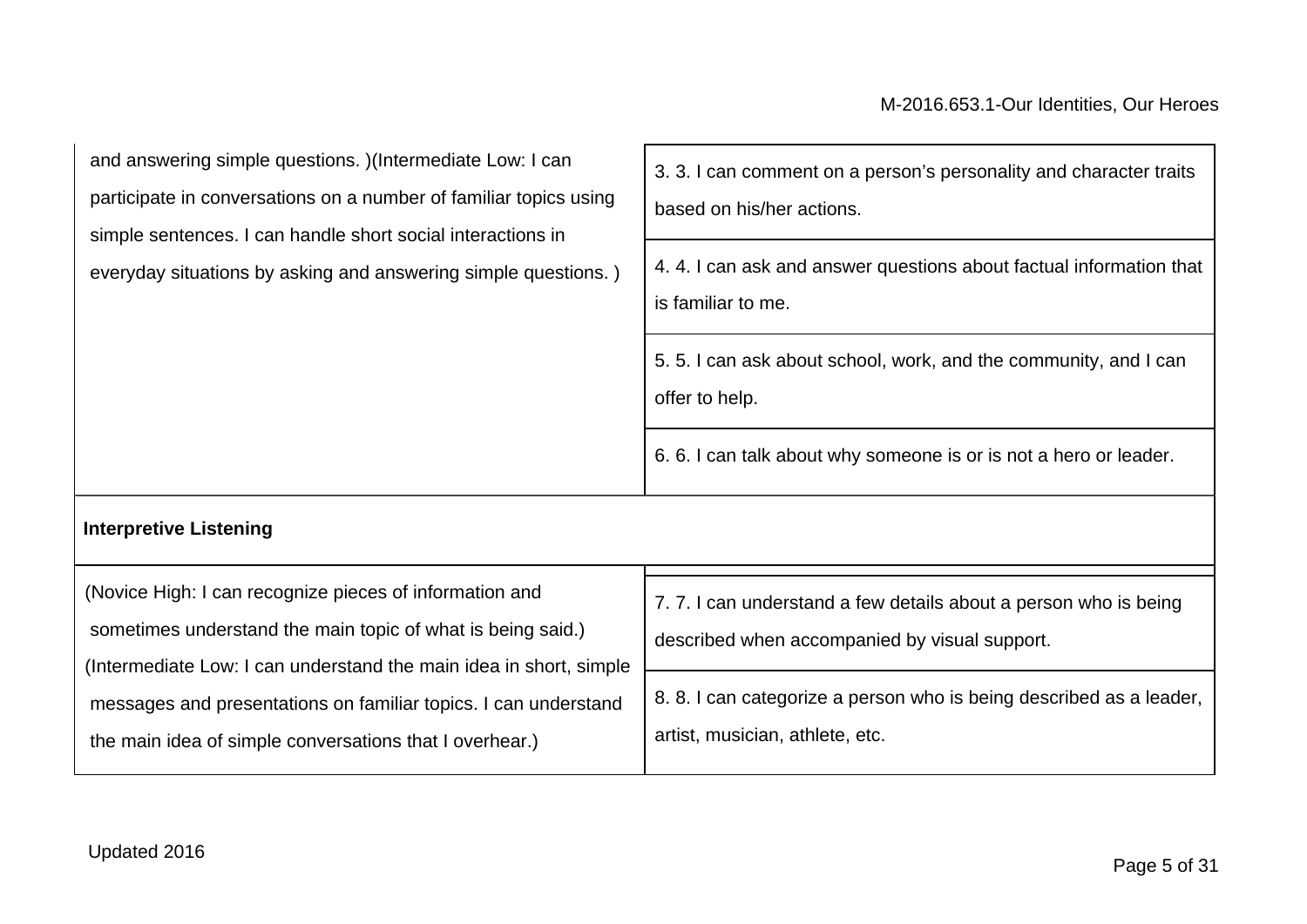| | |
|---|---|
| and answering simple questions. )(Intermediate Low: I can participate in conversations on a number of familiar topics using simple sentences. I can handle short social interactions in everyday situations by asking and answering simple questions. ) | 3. 3. I can comment on a person's personality and character traits based on his/her actions. |
| | 4. 4. I can ask and answer questions about factual information that is familiar to me. |
| | 5. 5. I can ask about school, work, and the community, and I can offer to help. |
| | 6. 6. I can talk about why someone is or is not a hero or leader. |
| **Interpretive Listening** | |
| (Novice High: I can recognize pieces of information and sometimes understand the main topic of what is being said.) (Intermediate Low: I can understand the main idea in short, simple messages and presentations on familiar topics. I can understand the main idea of simple conversations that I overhear.) | 7. 7. I can understand a few details about a person who is being described when accompanied by visual support. |
| | 8. 8. I can categorize a person who is being described as a leader, artist, musician, athlete, etc. |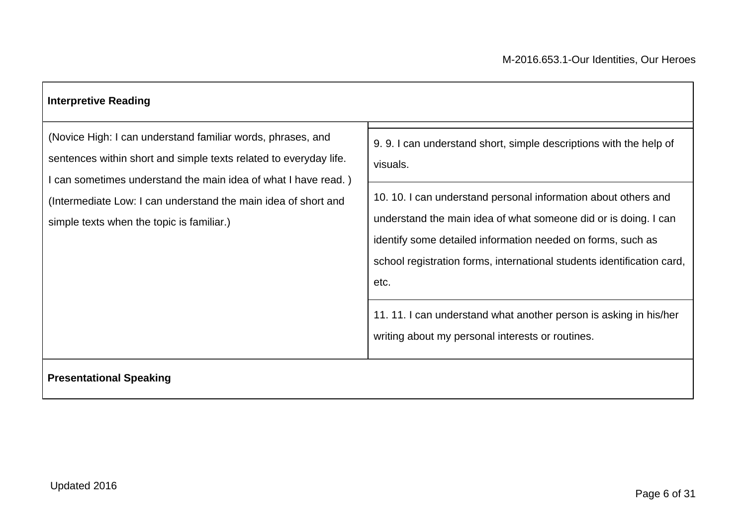| Interpretive Reading | |
|---|---|
| (Novice High: I can understand familiar words, phrases, and sentences within short and simple texts related to everyday life. I can sometimes understand the main idea of what I have read. ) (Intermediate Low: I can understand the main idea of short and simple texts when the topic is familiar.) | 9. 9. I can understand short, simple descriptions with the help of visuals. |
| | 10. 10. I can understand personal information about others and understand the main idea of what someone did or is doing. I can identify some detailed information needed on forms, such as school registration forms, international students identification card, etc. |
| | 11. 11. I can understand what another person is asking in his/her writing about my personal interests or routines. |
| **Presentational Speaking** | |

Updated 2016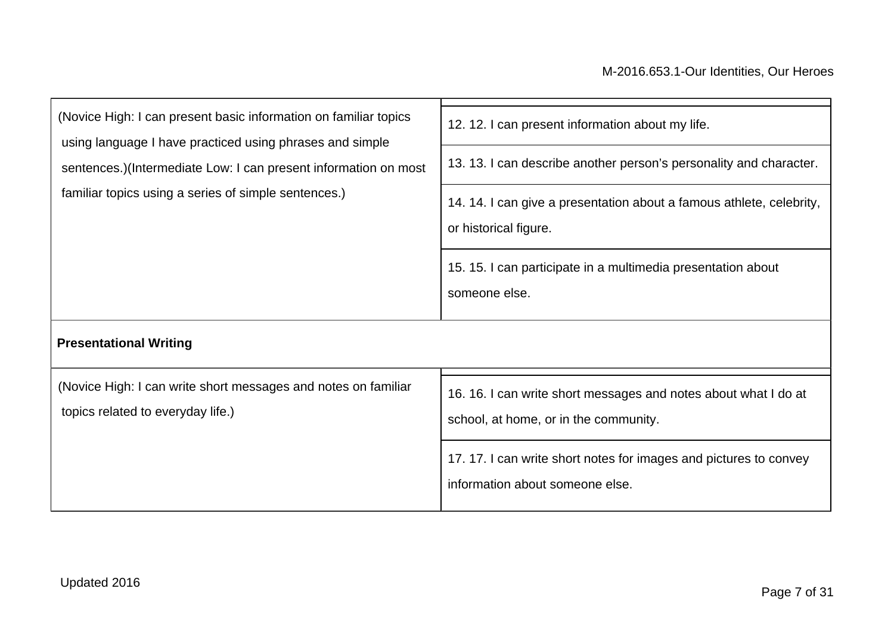| | |
|---|---|
| (Novice High: I can present basic information on familiar topics using language I have practiced using phrases and simple sentences.)(Intermediate Low: I can present information on most familiar topics using a series of simple sentences.) | 12. 12. I can present information about my life. |
| | 13. 13. I can describe another person's personality and character. |
| | 14. 14. I can give a presentation about a famous athlete, celebrity, or historical figure. |
| | 15. 15. I can participate in a multimedia presentation about someone else. |
| **Presentational Writing** | |
| (Novice High: I can write short messages and notes on familiar topics related to everyday life.) | 16. 16. I can write short messages and notes about what I do at school, at home, or in the community. |
| | 17. 17. I can write short notes for images and pictures to convey information about someone else. |

Updated 2016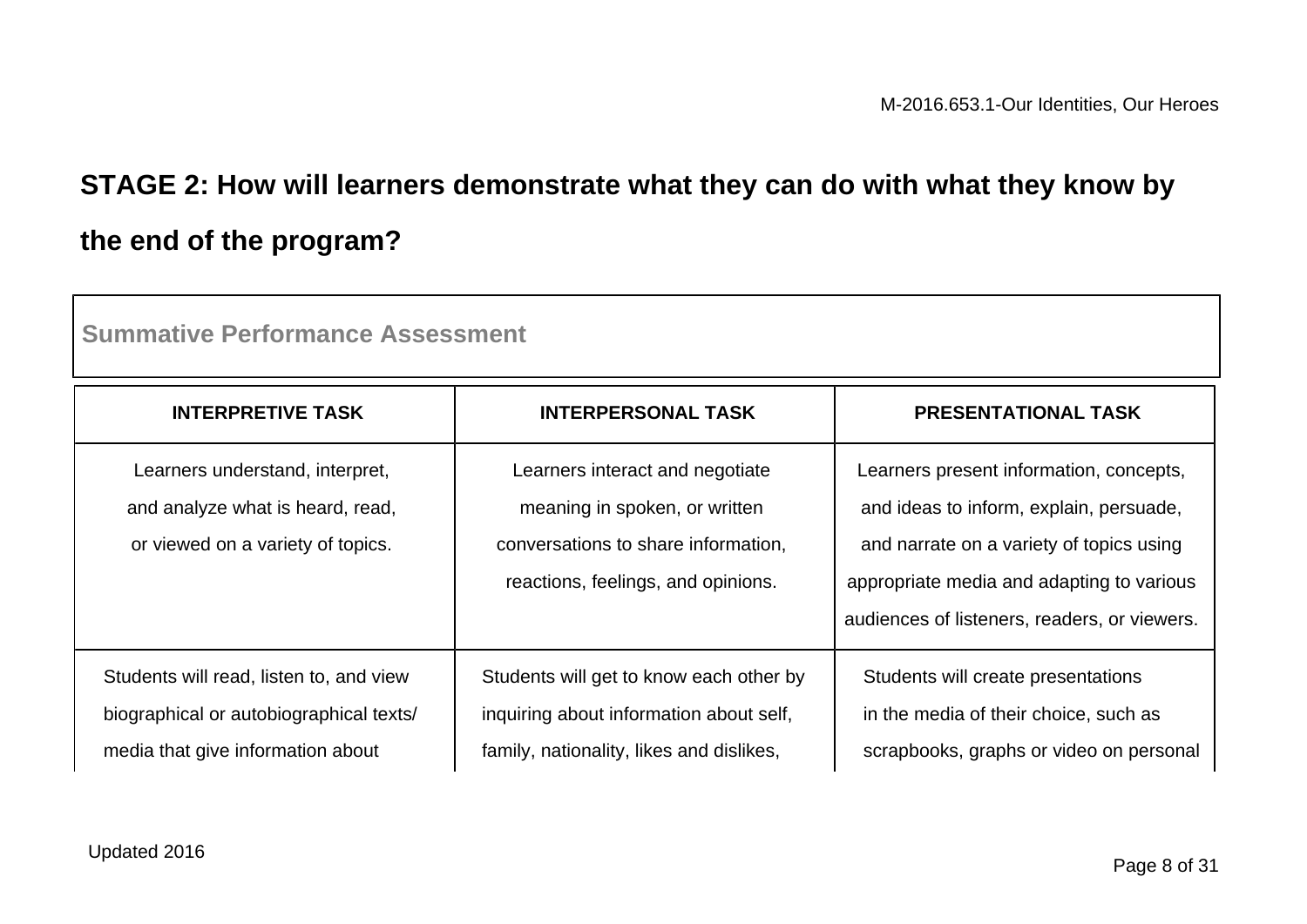## STAGE 2: How will learners demonstrate what they can do with what they know by the end of the program?

**Summative Performance Assessment**

| INTERPRETIVE TASK | INTERPERSONAL TASK | PRESENTATIONAL TASK |
|---|---|---|
| Learners understand, interpret, and analyze what is heard, read, or viewed on a variety of topics. | Learners interact and negotiate meaning in spoken, or written conversations to share information, reactions, feelings, and opinions. | Learners present information, concepts, and ideas to inform, explain, persuade, and narrate on a variety of topics using appropriate media and adapting to various audiences of listeners, readers, or viewers. |
| Students will read, listen to, and view biographical or autobiographical texts/ media that give information about | Students will get to know each other by inquiring about information about self, family, nationality, likes and dislikes, | Students will create presentations in the media of their choice, such as scrapbooks, graphs or video on personal |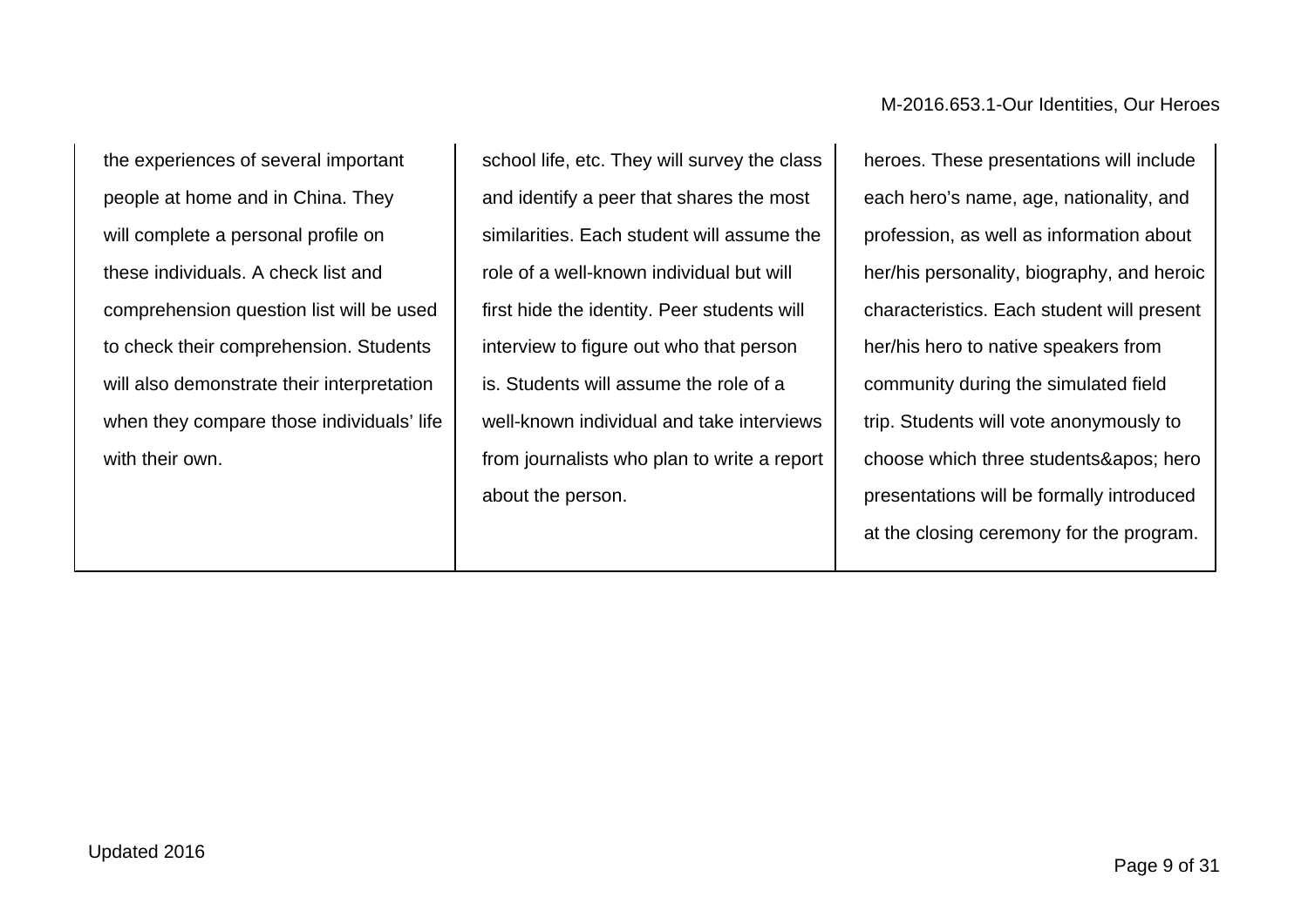| | | |
|---|---|---|
| the experiences of several important people at home and in China. They will complete a personal profile on these individuals. A check list and comprehension question list will be used to check their comprehension. Students will also demonstrate their interpretation when they compare those individuals' life with their own. | school life, etc. They will survey the class and identify a peer that shares the most similarities. Each student will assume the role of a well-known individual but will first hide the identity. Peer students will interview to figure out who that person is. Students will assume the role of a well-known individual and take interviews from journalists who plan to write a report about the person. | heroes. These presentations will include each hero's name, age, nationality, and profession, as well as information about her/his personality, biography, and heroic characteristics. Each student will present her/his hero to native speakers from community during the simulated field trip. Students will vote anonymously to choose which three students&apos; hero presentations will be formally introduced at the closing ceremony for the program. |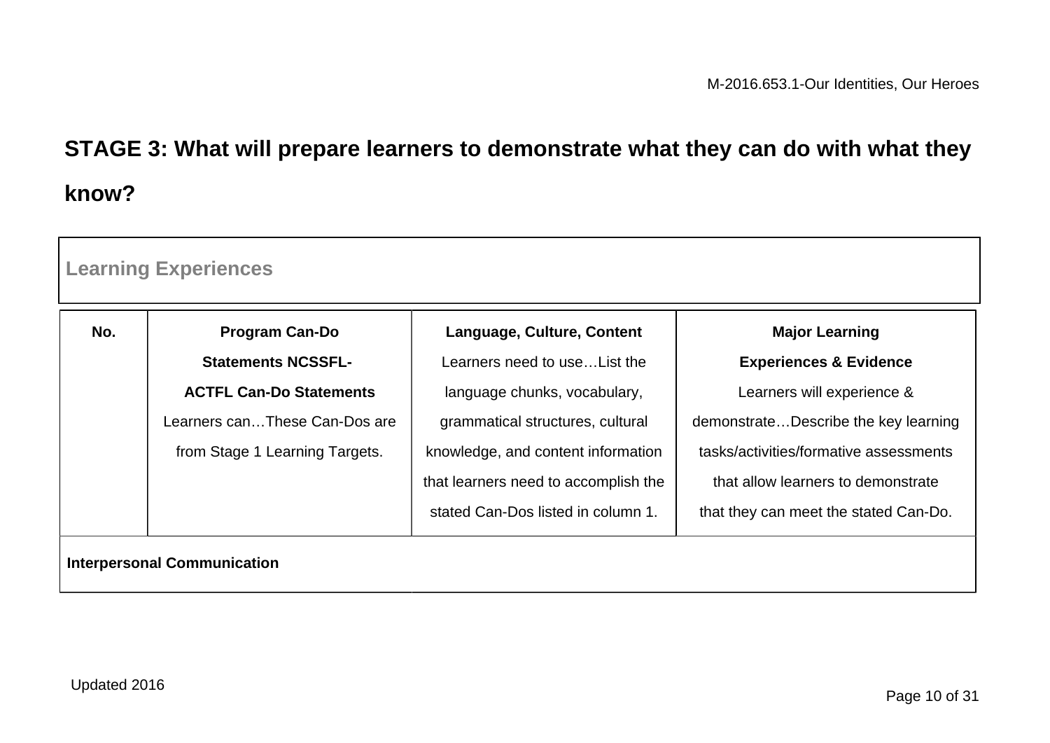## STAGE 3: What will prepare learners to demonstrate what they can do with what they know?

**Learning Experiences**

| No. | Program Can-Do Statements NCSSFL-ACTFL Can-Do Statements<br>Learners can…These Can-Dos are from Stage 1 Learning Targets. | Language, Culture, Content<br>Learners need to use…List the language chunks, vocabulary, grammatical structures, cultural knowledge, and content information that learners need to accomplish the stated Can-Dos listed in column 1. | Major Learning Experiences & Evidence<br>Learners will experience & demonstrate…Describe the key learning tasks/activities/formative assessments that allow learners to demonstrate that they can meet the stated Can-Do. |
|---|---|---|---|
| **Interpersonal Communication** | | | |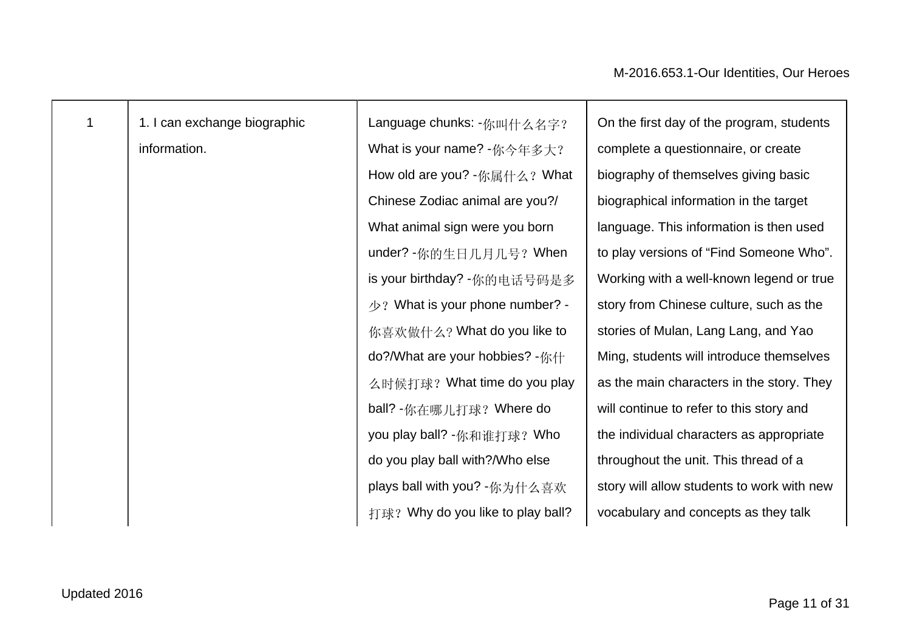| | | | |
|---|---|---|---|
| 1 | 1. I can exchange biographic information. | Language chunks: -你叫什么名字？ What is your name? -你今年多大？ How old are you? -你属什么？What Chinese Zodiac animal are you?/ What animal sign were you born under? -你的生日几月几号？When is your birthday? -你的电话号码是多少？What is your phone number? -你喜欢做什么? What do you like to do?/What are your hobbies? -你什么时候打球？What time do you play ball? -你在哪儿打球？Where do you play ball? -你和谁打球？Who do you play ball with?/Who else plays ball with you? -你为什么喜欢打球？Why do you like to play ball? | On the first day of the program, students complete a questionnaire, or create biography of themselves giving basic biographical information in the target language. This information is then used to play versions of "Find Someone Who". Working with a well-known legend or true story from Chinese culture, such as the stories of Mulan, Lang Lang, and Yao Ming, students will introduce themselves as the main characters in the story. They will continue to refer to this story and the individual characters as appropriate throughout the unit. This thread of a story will allow students to work with new vocabulary and concepts as they talk |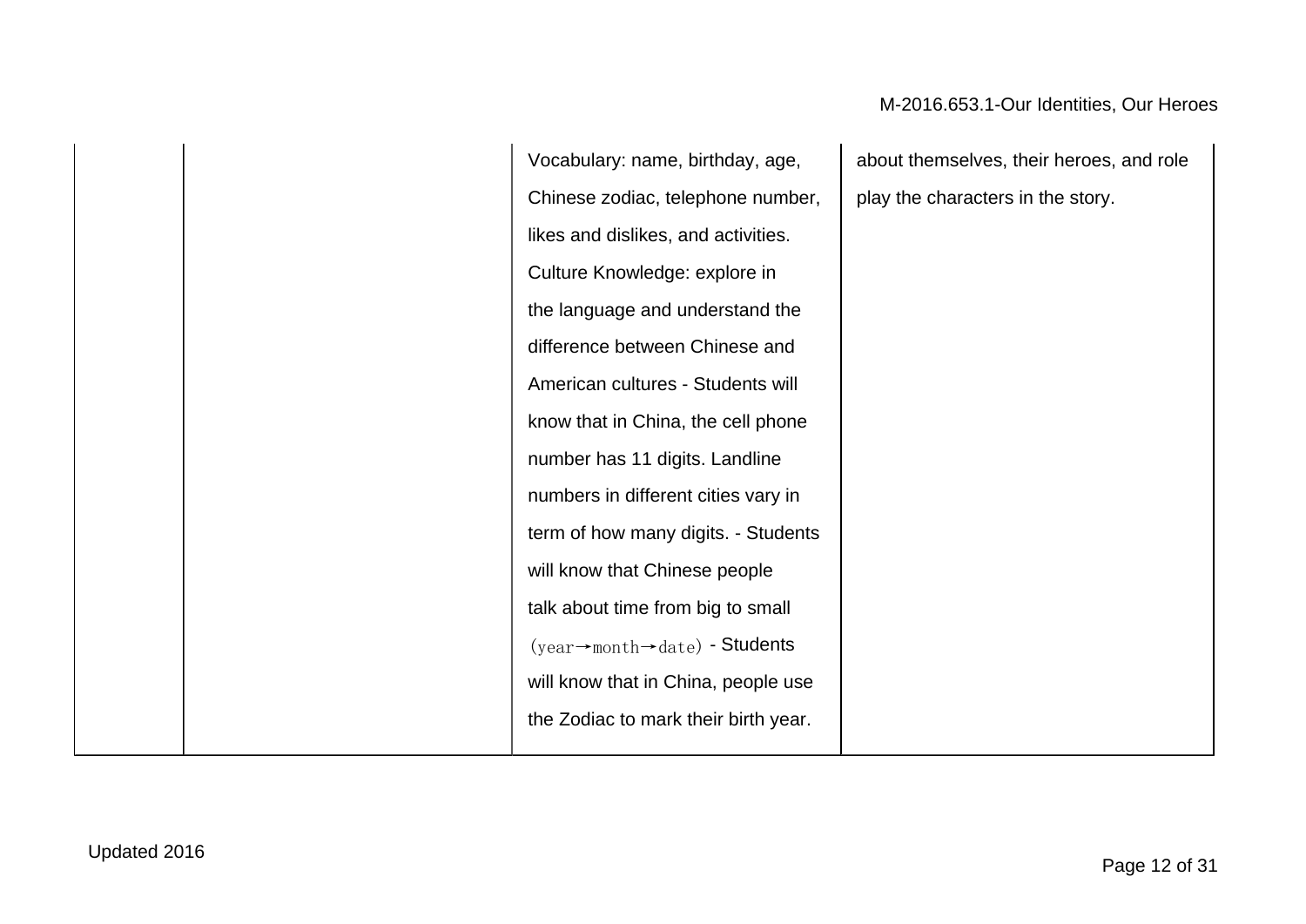| | | | |
|---|---|---|---|
| | | Vocabulary: name, birthday, age, Chinese zodiac, telephone number, likes and dislikes, and activities. Culture Knowledge: explore in the language and understand the difference between Chinese and American cultures - Students will know that in China, the cell phone number has 11 digits. Landline numbers in different cities vary in term of how many digits. - Students will know that Chinese people talk about time from big to small (year→month→date) - Students will know that in China, people use the Zodiac to mark their birth year. | about themselves, their heroes, and role play the characters in the story. |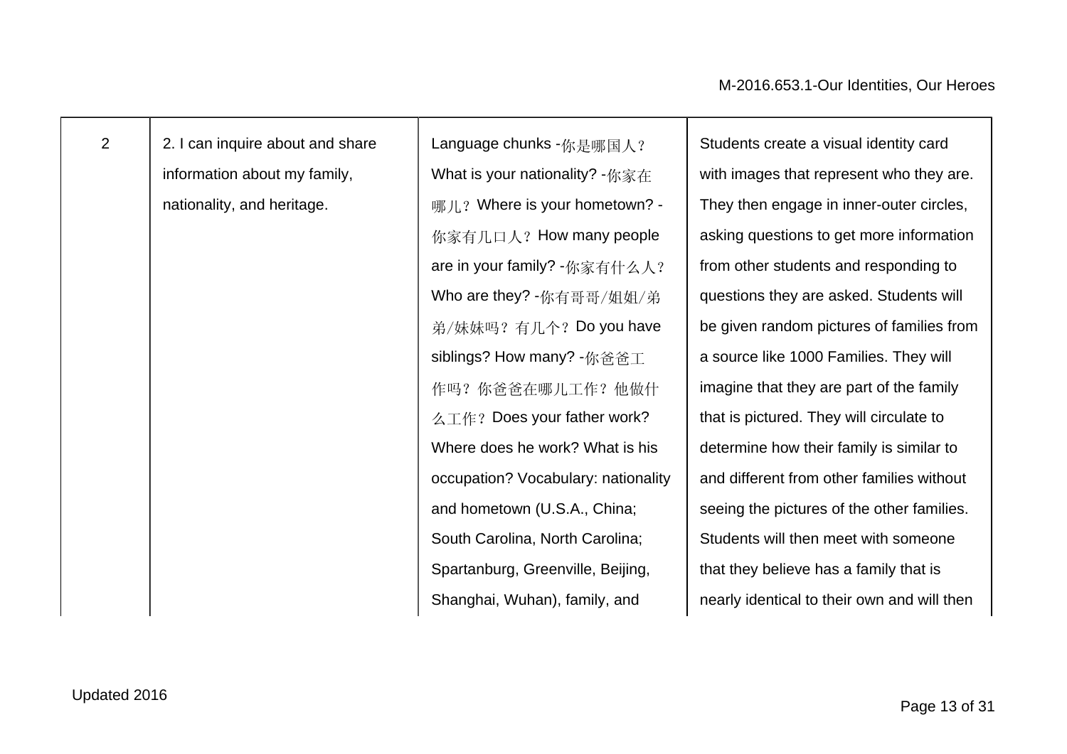| 2 | 2. I can inquire about and share information about my family, nationality, and heritage. | Language chunks -你是哪国人？What is your nationality? -你家在哪儿？Where is your hometown? -你家有几口人？How many people are in your family? -你家有什么人？Who are they? -你有哥哥/姐姐/弟弟/妹妹吗？有几个？Do you have siblings? How many? -你爸爸工作吗？你爸爸在哪儿工作？他做什么工作？Does your father work? Where does he work? What is his occupation? Vocabulary: nationality and hometown (U.S.A., China; South Carolina, North Carolina; Spartanburg, Greenville, Beijing, Shanghai, Wuhan), family, and | Students create a visual identity card with images that represent who they are. They then engage in inner-outer circles, asking questions to get more information from other students and responding to questions they are asked. Students will be given random pictures of families from a source like 1000 Families. They will imagine that they are part of the family that is pictured. They will circulate to determine how their family is similar to and different from other families without seeing the pictures of the other families. Students will then meet with someone that they believe has a family that is nearly identical to their own and will then |
|---|---|---|---|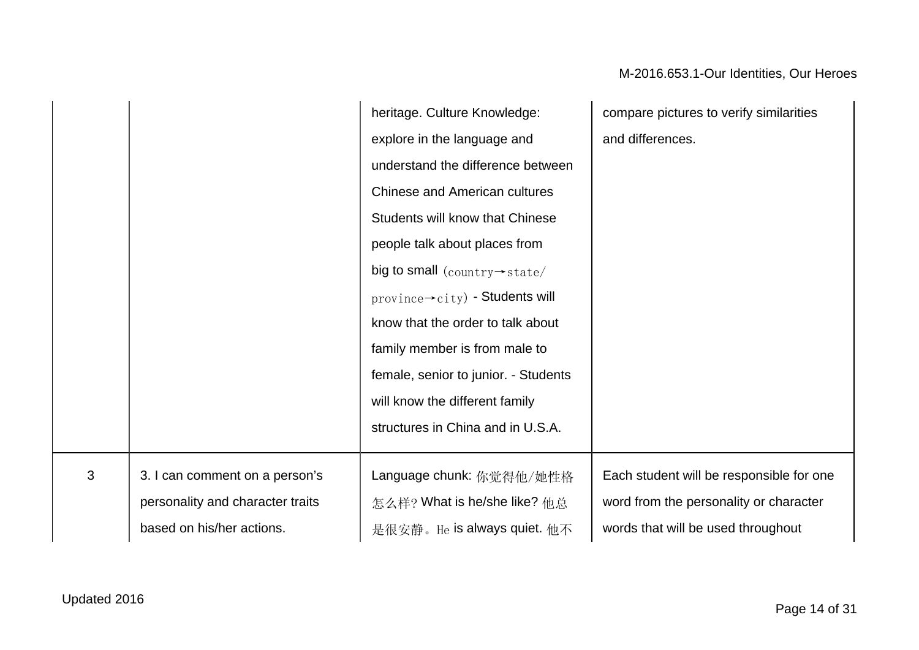|  |  |  |  |
|---|---|---|---|
|  |  | heritage. Culture Knowledge: explore in the language and understand the difference between Chinese and American cultures Students will know that Chinese people talk about places from big to small (country→state/province→city) - Students will know that the order to talk about family member is from male to female, senior to junior. - Students will know the different family structures in China and in U.S.A. | compare pictures to verify similarities and differences. |
| 3 | 3. I can comment on a person's personality and character traits based on his/her actions. | Language chunk: 你觉得他/她性格怎么样? What is he/she like? 他总是很安静。He is always quiet. 他不 | Each student will be responsible for one word from the personality or character words that will be used throughout |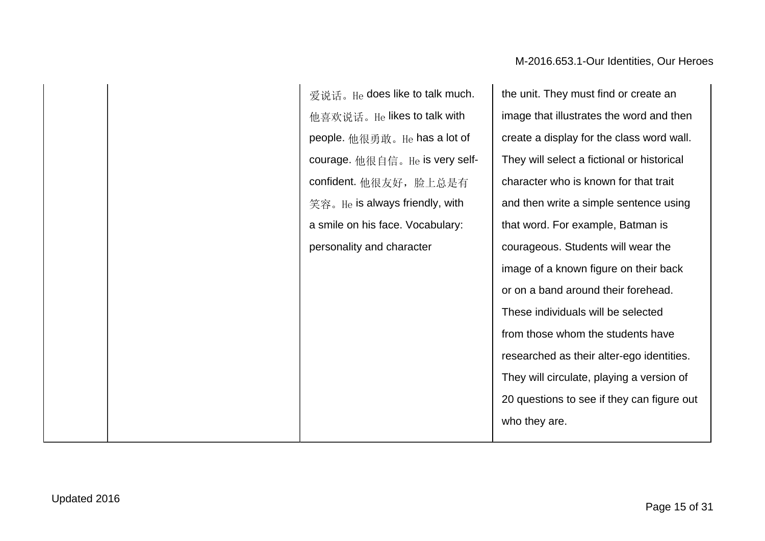| | | | |
|---|---|---|---|
| | | 爱说话。He does like to talk much. 他喜欢说话。He likes to talk with people. 他很勇敢。He has a lot of courage. 他很自信。He is very self-confident. 他很友好，脸上总是有笑容。He is always friendly, with a smile on his face. Vocabulary: personality and character | the unit. They must find or create an image that illustrates the word and then create a display for the class word wall. They will select a fictional or historical character who is known for that trait and then write a simple sentence using that word. For example, Batman is courageous. Students will wear the image of a known figure on their back or on a band around their forehead. These individuals will be selected from those whom the students have researched as their alter-ego identities. They will circulate, playing a version of 20 questions to see if they can figure out who they are. |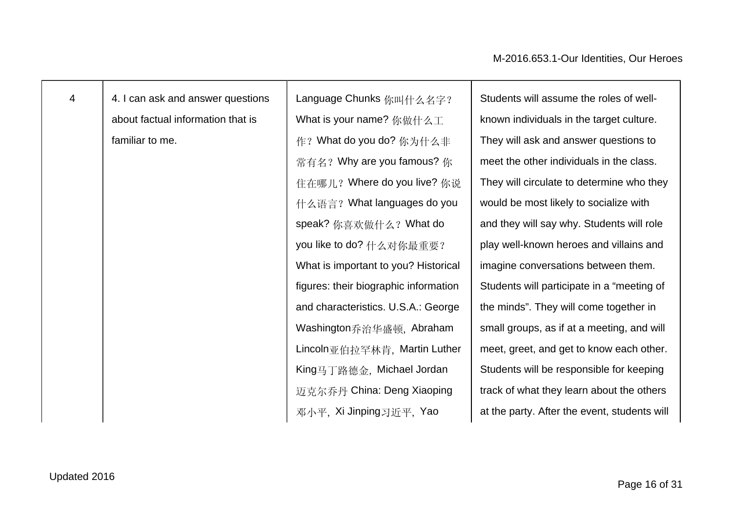| 4 | 4. I can ask and answer questions about factual information that is familiar to me. | Language Chunks 你叫什么名字？What is your name? 你做什么工作？What do you do? 你为什么非常有名？Why are you famous? 你住在哪儿？Where do you live? 你说什么语言？What languages do you speak? 你喜欢做什么？What do you like to do? 什么对你最重要？What is important to you? Historical figures: their biographic information and characteristics. U.S.A.: George Washington乔治华盛顿, Abraham Lincoln亚伯拉罕林肯, Martin Luther King马丁路德金, Michael Jordan 迈克尔乔丹 China: Deng Xiaoping 邓小平, Xi Jinping习近平, Yao | Students will assume the roles of well-known individuals in the target culture. They will ask and answer questions to meet the other individuals in the class. They will circulate to determine who they would be most likely to socialize with and they will say why. Students will role play well-known heroes and villains and imagine conversations between them. Students will participate in a "meeting of the minds". They will come together in small groups, as if at a meeting, and will meet, greet, and get to know each other. Students will be responsible for keeping track of what they learn about the others at the party. After the event, students will |
|---|---|---|---|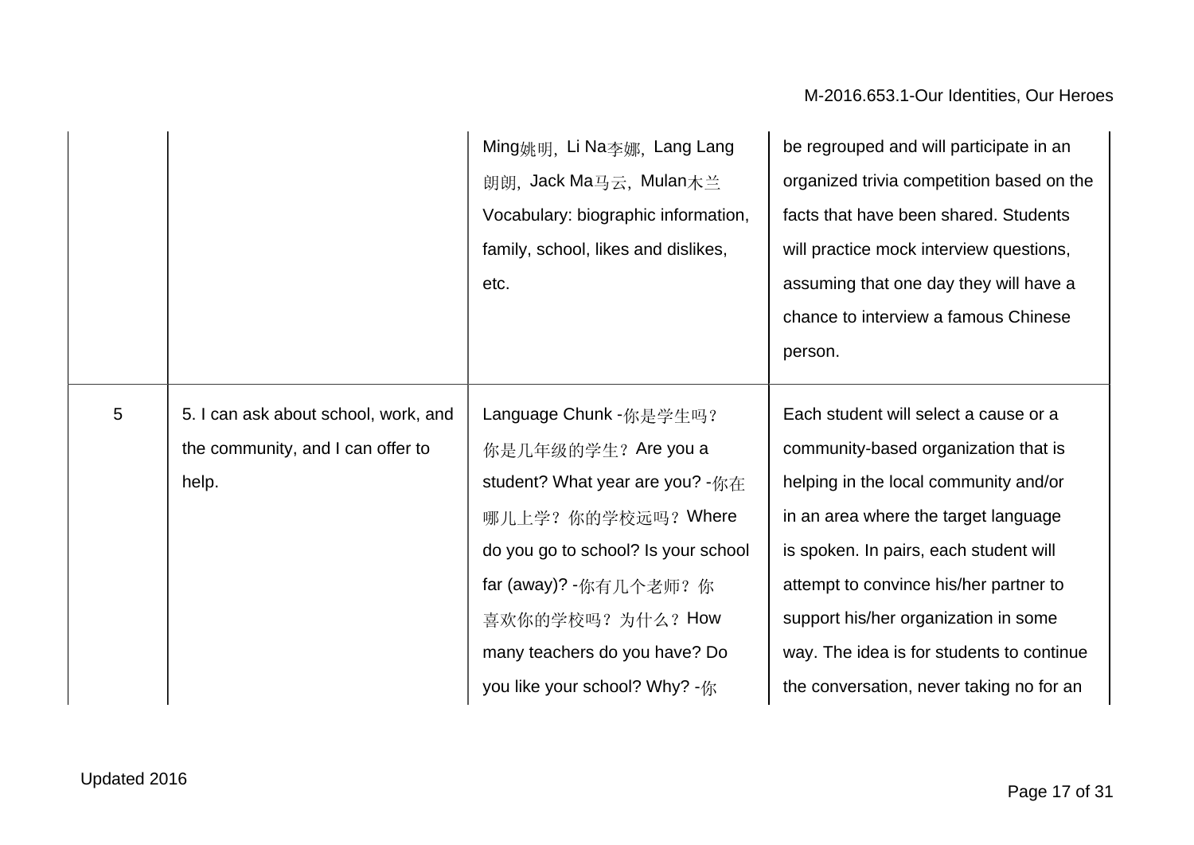| | | | |
|---|---|---|---|
| | | Ming姚明, Li Na李娜, Lang Lang 朗朗, Jack Ma马云, Mulan木兰 Vocabulary: biographic information, family, school, likes and dislikes, etc. | be regrouped and will participate in an organized trivia competition based on the facts that have been shared. Students will practice mock interview questions, assuming that one day they will have a chance to interview a famous Chinese person. |
| 5 | 5. I can ask about school, work, and the community, and I can offer to help. | Language Chunk -你是学生吗？你是几年级的学生？Are you a student? What year are you? -你在哪儿上学？你的学校远吗？Where do you go to school? Is your school far (away)? -你有几个老师？你喜欢你的学校吗？为什么？How many teachers do you have? Do you like your school? Why? -你 | Each student will select a cause or a community-based organization that is helping in the local community and/or in an area where the target language is spoken. In pairs, each student will attempt to convince his/her partner to support his/her organization in some way. The idea is for students to continue the conversation, never taking no for an |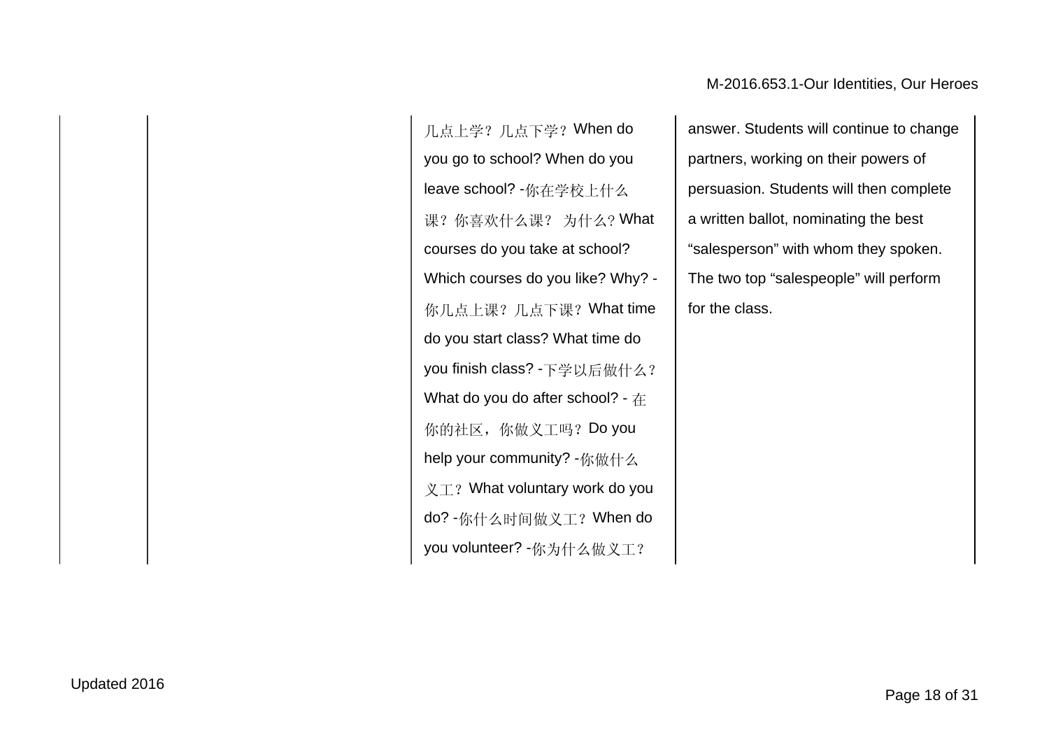| | | | |
|---|---|---|---|
| | | 几点上学？几点下学？When do you go to school? When do you leave school? -你在学校上什么课？你喜欢什么课？ 为什么? What courses do you take at school? Which courses do you like? Why? -你几点上课？几点下课？What time do you start class? What time do you finish class? -下学以后做什么？What do you do after school? - 在你的社区，你做义工吗？Do you help your community? -你做什么义工？What voluntary work do you do? -你什么时间做义工？When do you volunteer? -你为什么做义工？ | answer. Students will continue to change partners, working on their powers of persuasion. Students will then complete a written ballot, nominating the best “salesperson” with whom they spoken. The two top “salespeople” will perform for the class. |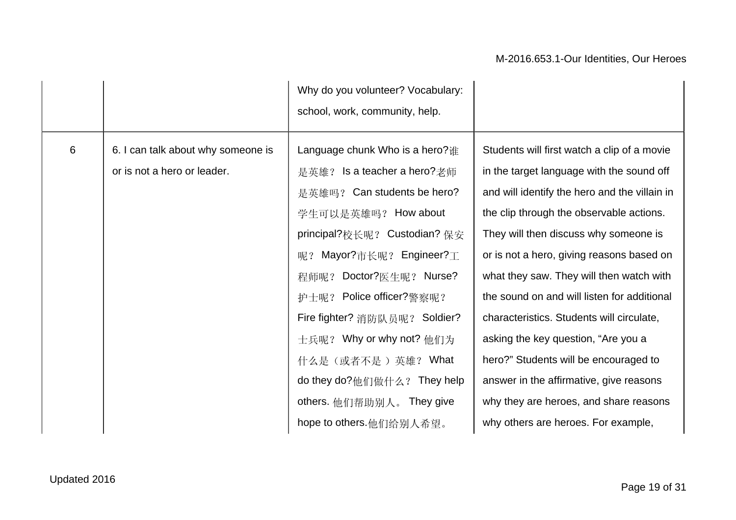| | | | |
|---|---|---|---|
| | | Why do you volunteer? Vocabulary: school, work, community, help. | |
| 6 | 6. I can talk about why someone is or is not a hero or leader. | Language chunk Who is a hero?谁是英雄？ Is a teacher a hero?老师是英雄吗？ Can students be hero? 学生可以是英雄吗？ How about principal?校长呢？ Custodian? 保安呢？ Mayor?市长呢？ Engineer?工程师呢？ Doctor?医生呢？ Nurse? 护士呢？ Police officer?警察呢？ Fire fighter? 消防队员呢？ Soldier? 士兵呢？ Why or why not? 他们为什么是（或者不是 ）英雄？ What do they do?他们做什么？ They help others. 他们帮助别人。 They give hope to others.他们给别人希望。 | Students will first watch a clip of a movie in the target language with the sound off and will identify the hero and the villain in the clip through the observable actions. They will then discuss why someone is or is not a hero, giving reasons based on what they saw. They will then watch with the sound on and will listen for additional characteristics. Students will circulate, asking the key question, "Are you a hero?" Students will be encouraged to answer in the affirmative, give reasons why they are heroes, and share reasons why others are heroes. For example, |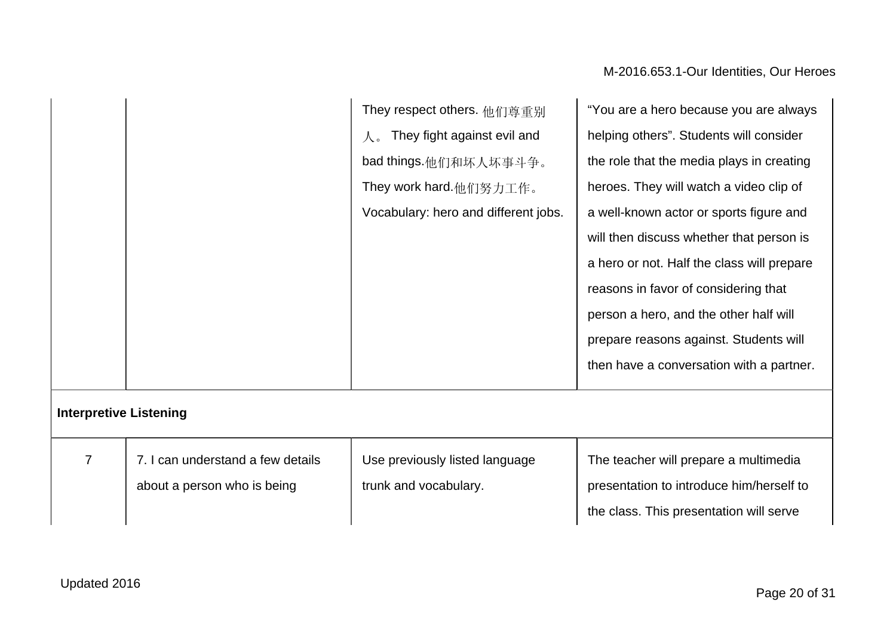| | | | |
|---|---|---|---|
| | | They respect others. 他们尊重别人。 They fight against evil and bad things.他们和坏人坏事斗争。 They work hard.他们努力工作。 Vocabulary: hero and different jobs. | "You are a hero because you are always helping others". Students will consider the role that the media plays in creating heroes. They will watch a video clip of a well-known actor or sports figure and will then discuss whether that person is a hero or not. Half the class will prepare reasons in favor of considering that person a hero, and the other half will prepare reasons against. Students will then have a conversation with a partner. |
| **Interpretive Listening** | | | |
| 7 | 7. I can understand a few details about a person who is being | Use previously listed language trunk and vocabulary. | The teacher will prepare a multimedia presentation to introduce him/herself to the class. This presentation will serve |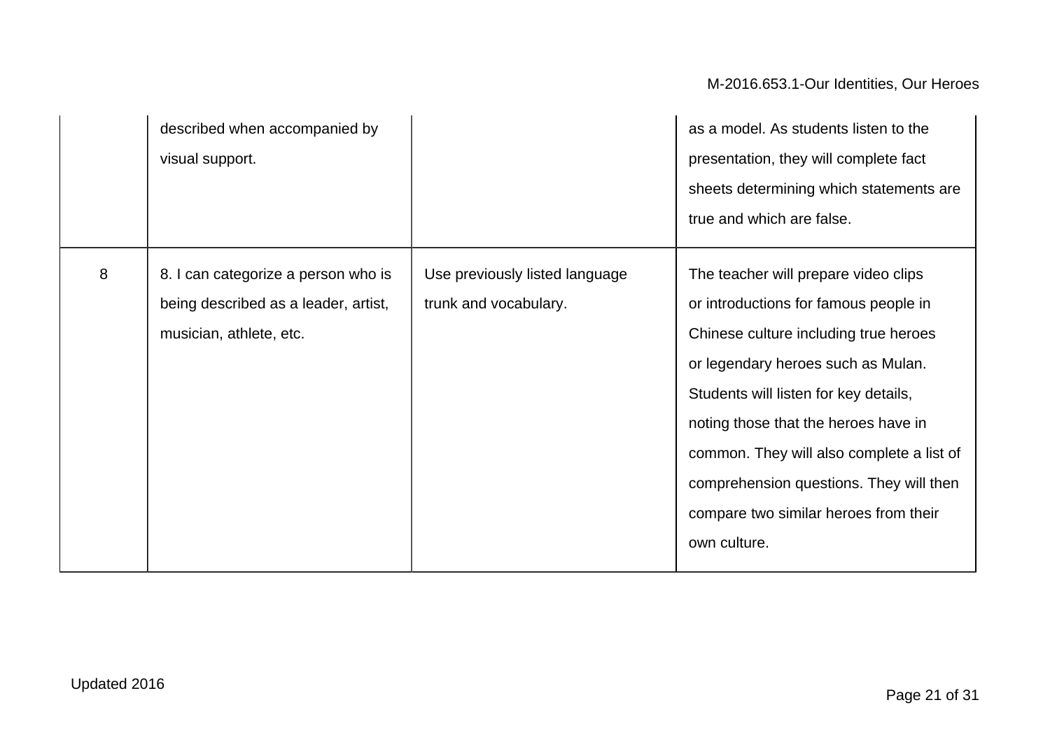| | | | |
|---|---|---|---|
| | described when accompanied by visual support. | | as a model. As students listen to the presentation, they will complete fact sheets determining which statements are true and which are false. |
| 8 | 8. I can categorize a person who is being described as a leader, artist, musician, athlete, etc. | Use previously listed language trunk and vocabulary. | The teacher will prepare video clips or introductions for famous people in Chinese culture including true heroes or legendary heroes such as Mulan. Students will listen for key details, noting those that the heroes have in common. They will also complete a list of comprehension questions. They will then compare two similar heroes from their own culture. |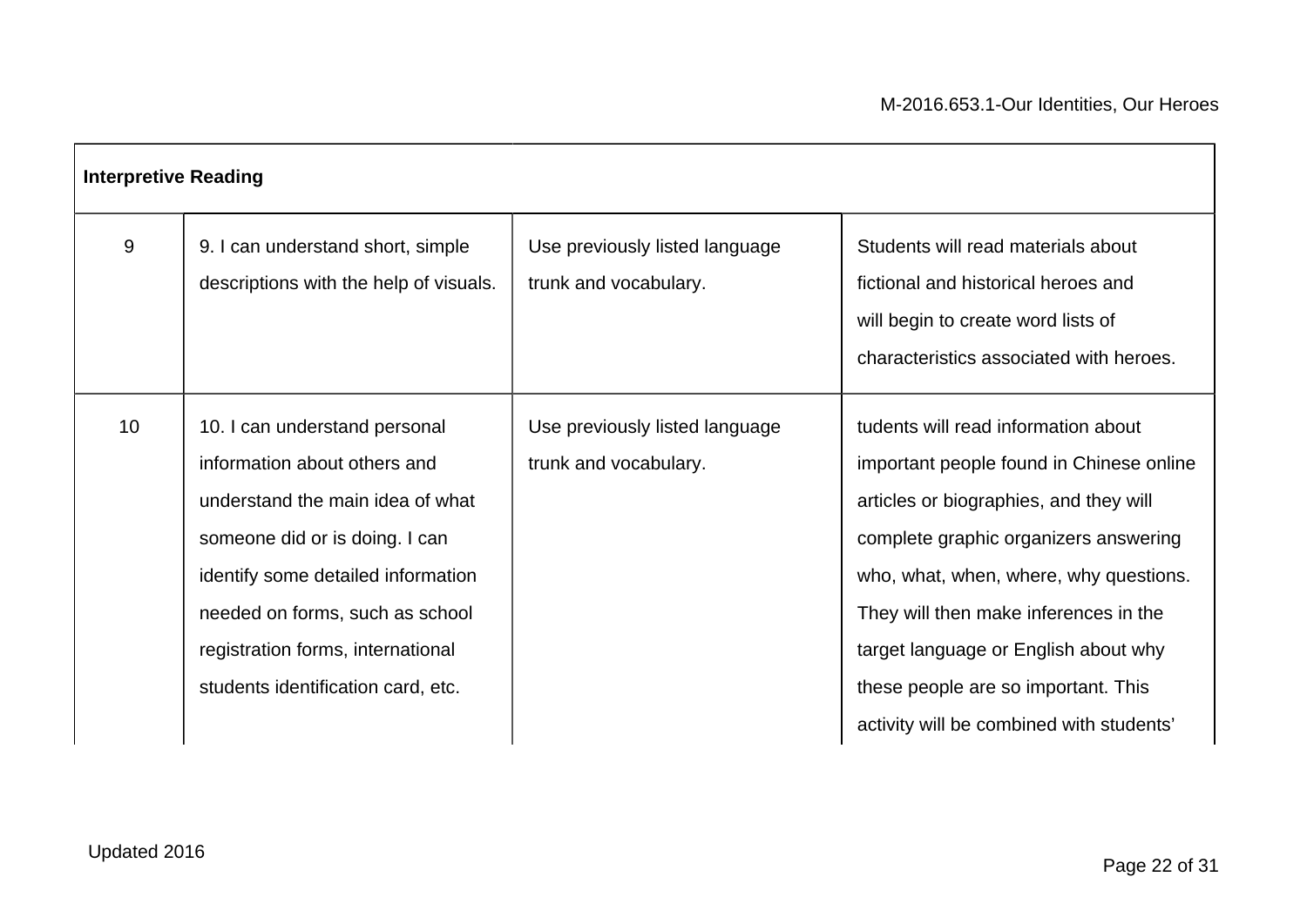| Interpretive Reading | | | |
|---|---|---|---|
| 9 | 9. I can understand short, simple descriptions with the help of visuals. | Use previously listed language trunk and vocabulary. | Students will read materials about fictional and historical heroes and will begin to create word lists of characteristics associated with heroes. |
| 10 | 10. I can understand personal information about others and understand the main idea of what someone did or is doing. I can identify some detailed information needed on forms, such as school registration forms, international students identification card, etc. | Use previously listed language trunk and vocabulary. | tudents will read information about important people found in Chinese online articles or biographies, and they will complete graphic organizers answering who, what, when, where, why questions. They will then make inferences in the target language or English about why these people are so important. This activity will be combined with students' |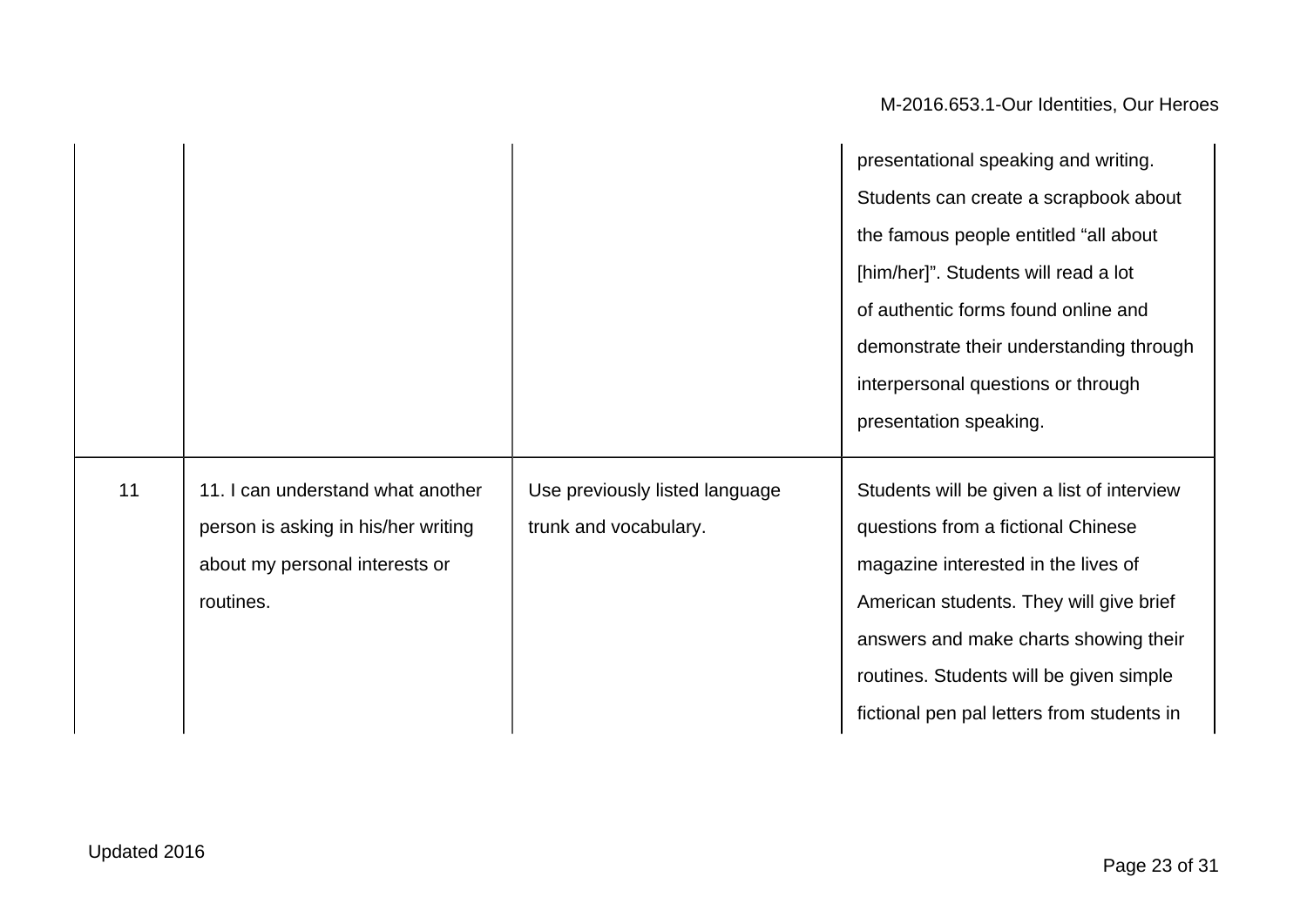| | | | |
|---|---|---|---|
| | | | presentational speaking and writing. Students can create a scrapbook about the famous people entitled “all about [him/her]”. Students will read a lot of authentic forms found online and demonstrate their understanding through interpersonal questions or through presentation speaking. |
| 11 | 11. I can understand what another person is asking in his/her writing about my personal interests or routines. | Use previously listed language trunk and vocabulary. | Students will be given a list of interview questions from a fictional Chinese magazine interested in the lives of American students. They will give brief answers and make charts showing their routines. Students will be given simple fictional pen pal letters from students in |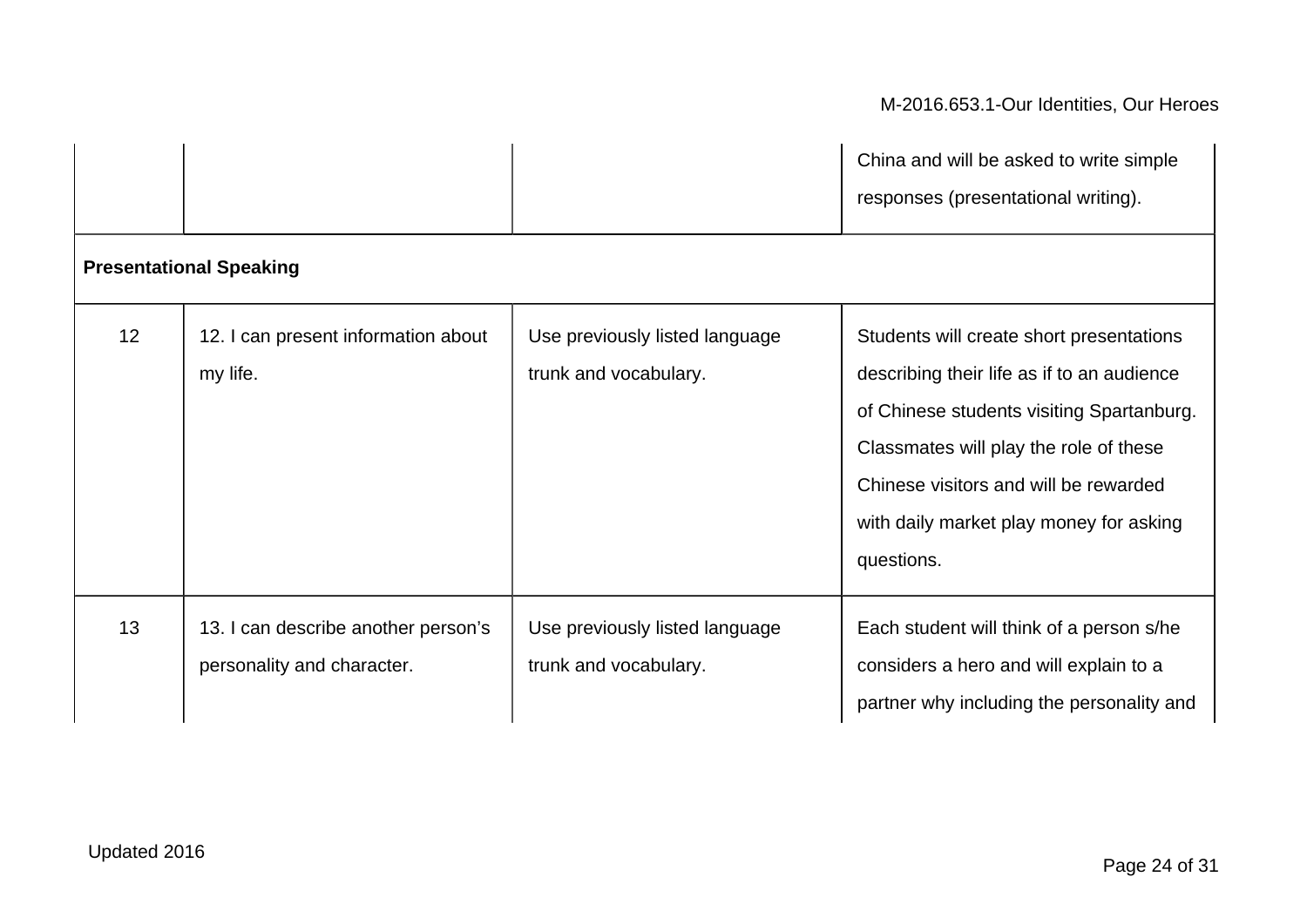| | | | |
|---|---|---|---|
| | | | China and will be asked to write simple responses (presentational writing). |
| **Presentational Speaking** | | | |
| 12 | 12. I can present information about my life. | Use previously listed language trunk and vocabulary. | Students will create short presentations describing their life as if to an audience of Chinese students visiting Spartanburg. Classmates will play the role of these Chinese visitors and will be rewarded with daily market play money for asking questions. |
| 13 | 13. I can describe another person's personality and character. | Use previously listed language trunk and vocabulary. | Each student will think of a person s/he considers a hero and will explain to a partner why including the personality and |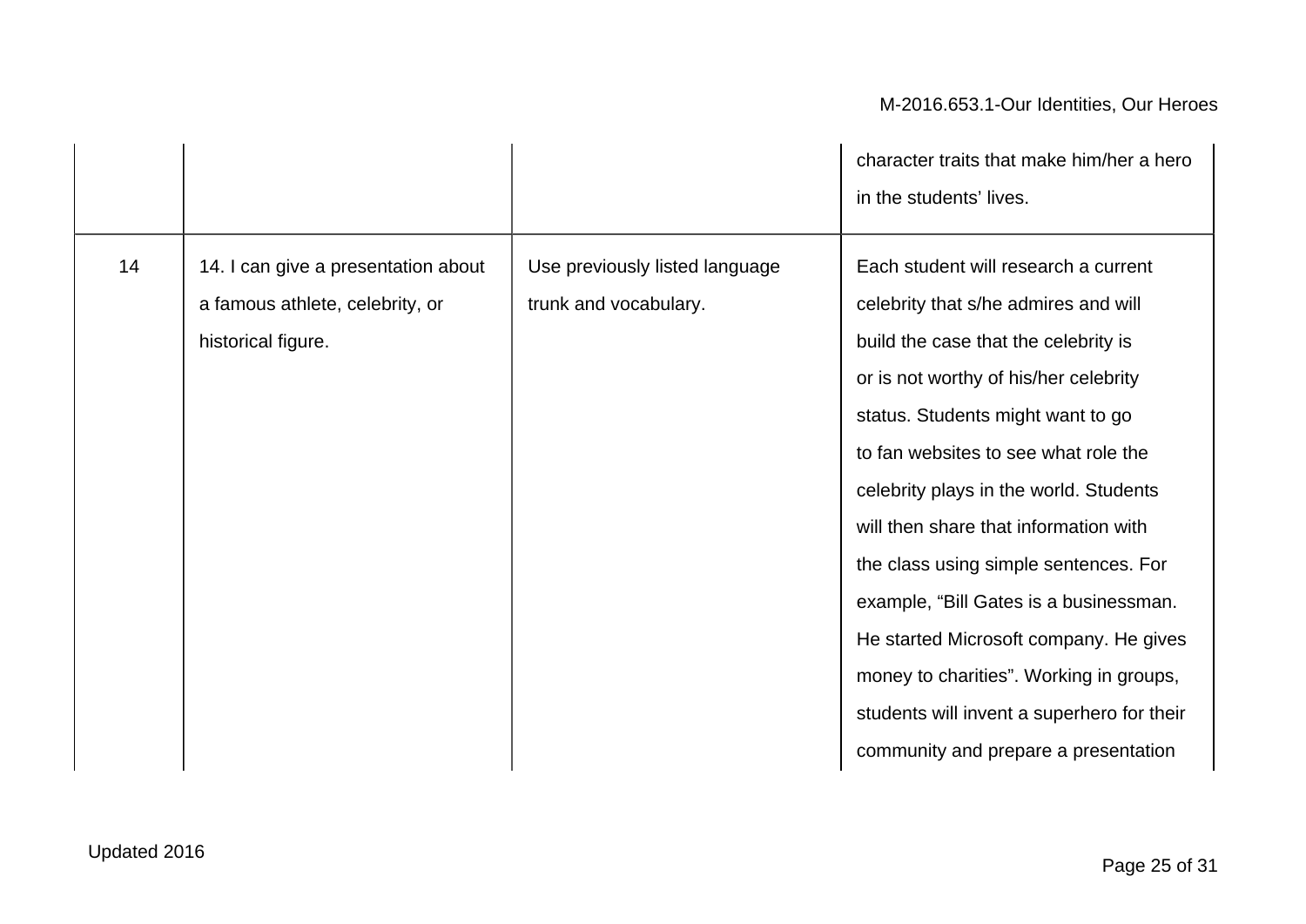| | | | |
|---|---|---|---|
| | | | character traits that make him/her a hero in the students' lives. |
| 14 | 14. I can give a presentation about a famous athlete, celebrity, or historical figure. | Use previously listed language trunk and vocabulary. | Each student will research a current celebrity that s/he admires and will build the case that the celebrity is or is not worthy of his/her celebrity status. Students might want to go to fan websites to see what role the celebrity plays in the world. Students will then share that information with the class using simple sentences. For example, "Bill Gates is a businessman. He started Microsoft company. He gives money to charities". Working in groups, students will invent a superhero for their community and prepare a presentation |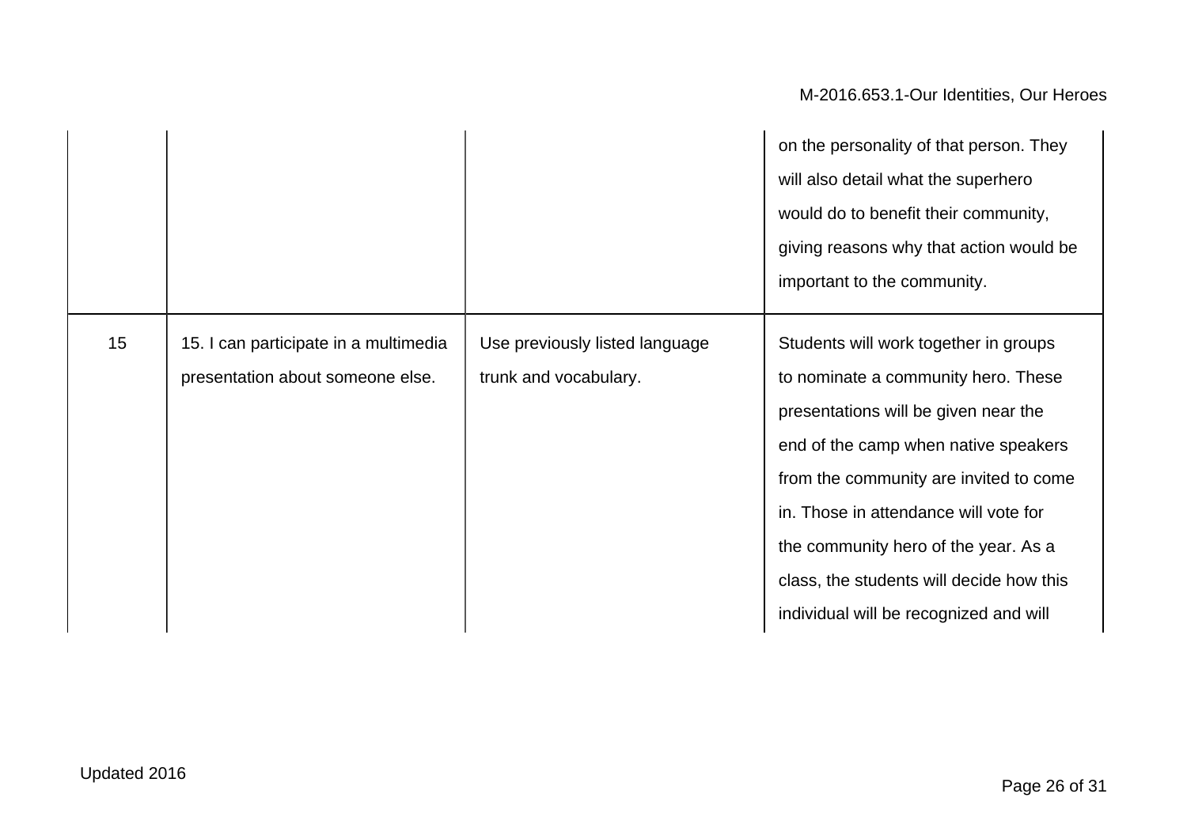| | | | |
|---|---|---|---|
| | | | on the personality of that person. They will also detail what the superhero would do to benefit their community, giving reasons why that action would be important to the community. |
| 15 | 15. I can participate in a multimedia presentation about someone else. | Use previously listed language trunk and vocabulary. | Students will work together in groups to nominate a community hero. These presentations will be given near the end of the camp when native speakers from the community are invited to come in. Those in attendance will vote for the community hero of the year. As a class, the students will decide how this individual will be recognized and will |

Updated 2016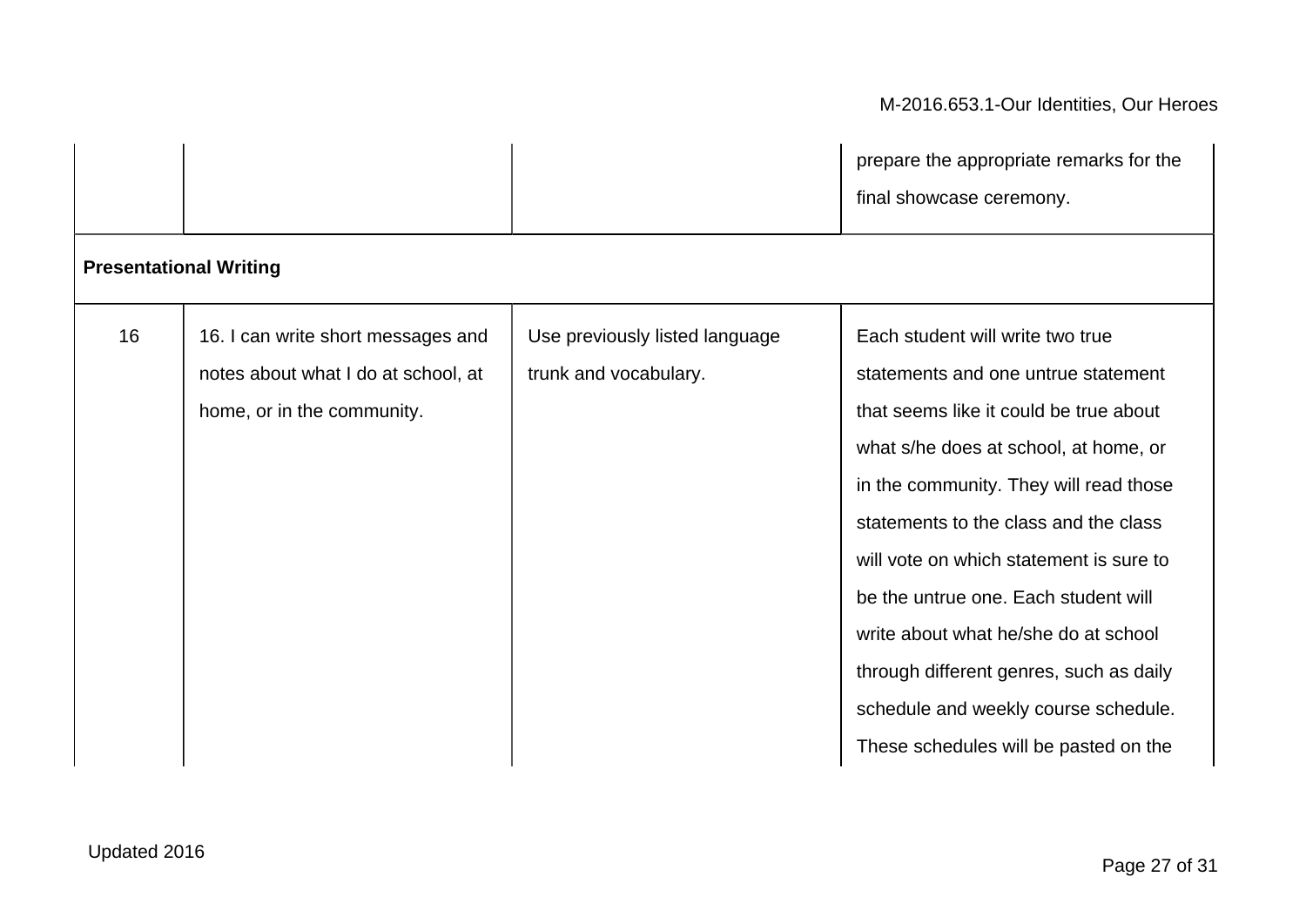|  |  |  |  |
|---|---|---|---|
|  |  |  | prepare the appropriate remarks for the final showcase ceremony. |
| **Presentational Writing** |  |  |  |
| 16 | 16. I can write short messages and notes about what I do at school, at home, or in the community. | Use previously listed language trunk and vocabulary. | Each student will write two true statements and one untrue statement that seems like it could be true about what s/he does at school, at home, or in the community. They will read those statements to the class and the class will vote on which statement is sure to be the untrue one. Each student will write about what he/she do at school through different genres, such as daily schedule and weekly course schedule. These schedules will be pasted on the |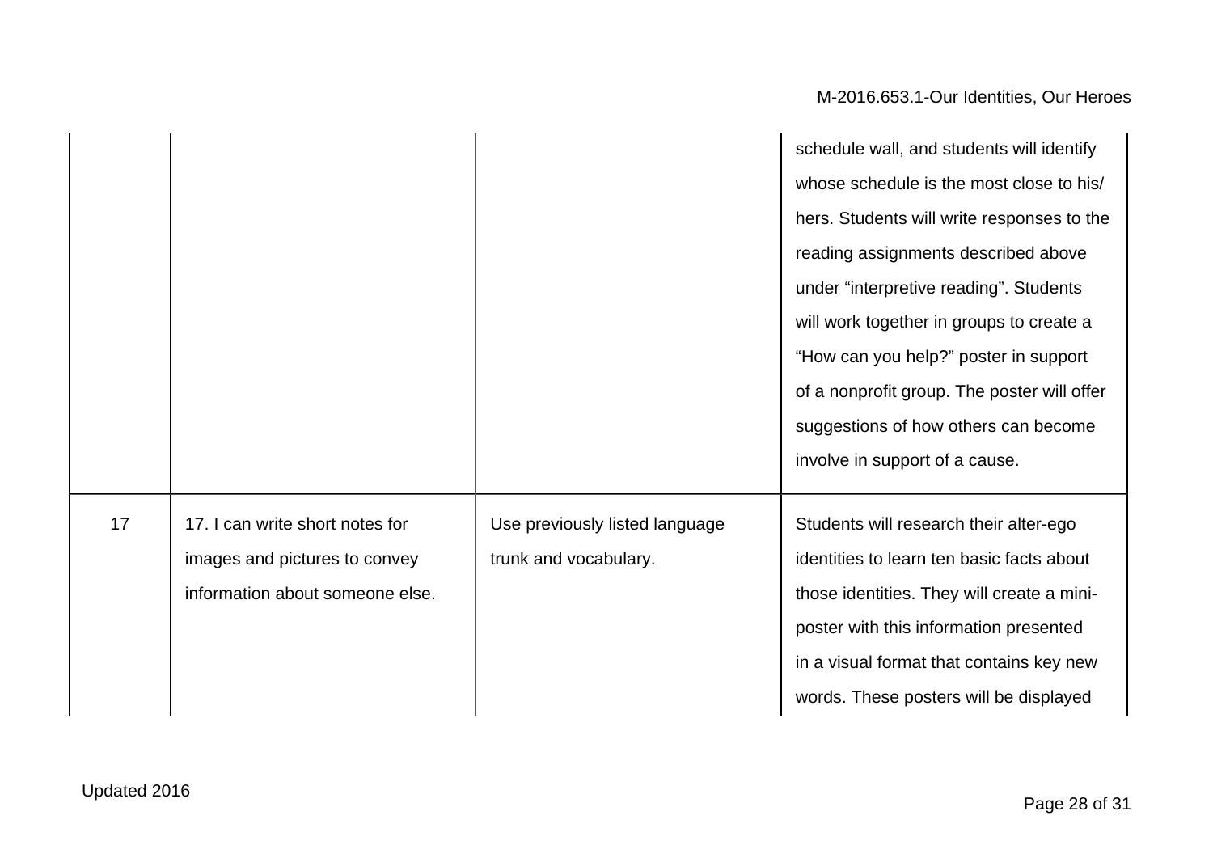| | | | |
|---|---|---|---|
| | | | schedule wall, and students will identify whose schedule is the most close to his/hers. Students will write responses to the reading assignments described above under "interpretive reading". Students will work together in groups to create a "How can you help?" poster in support of a nonprofit group. The poster will offer suggestions of how others can become involve in support of a cause. |
| 17 | 17. I can write short notes for images and pictures to convey information about someone else. | Use previously listed language trunk and vocabulary. | Students will research their alter-ego identities to learn ten basic facts about those identities. They will create a mini-poster with this information presented in a visual format that contains key new words. These posters will be displayed |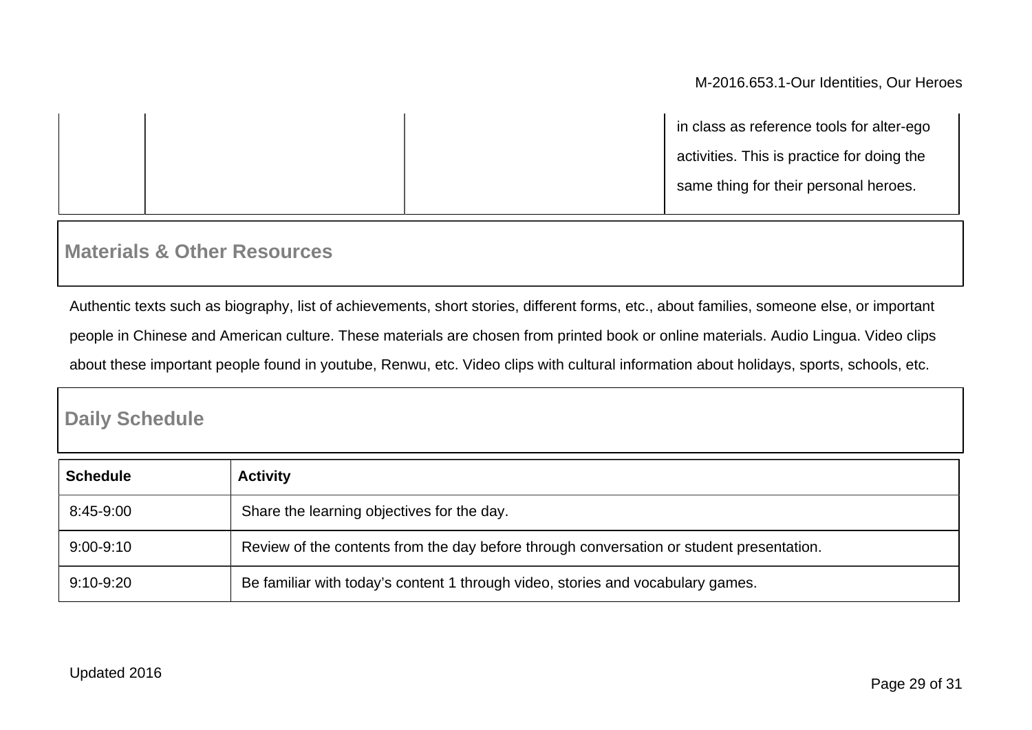| | | | in class as reference tools for alter-ego activities. This is practice for doing the same thing for their personal heroes. |
|---|---|---|---|

## Materials & Other Resources

Authentic texts such as biography, list of achievements, short stories, different forms, etc., about families, someone else, or important people in Chinese and American culture. These materials are chosen from printed book or online materials. Audio Lingua. Video clips about these important people found in youtube, Renwu, etc. Video clips with cultural information about holidays, sports, schools, etc.

## Daily Schedule

| Schedule | Activity |
|---|---|
| 8:45-9:00 | Share the learning objectives for the day. |
| 9:00-9:10 | Review of the contents from the day before through conversation or student presentation. |
| 9:10-9:20 | Be familiar with today's content 1 through video, stories and vocabulary games. |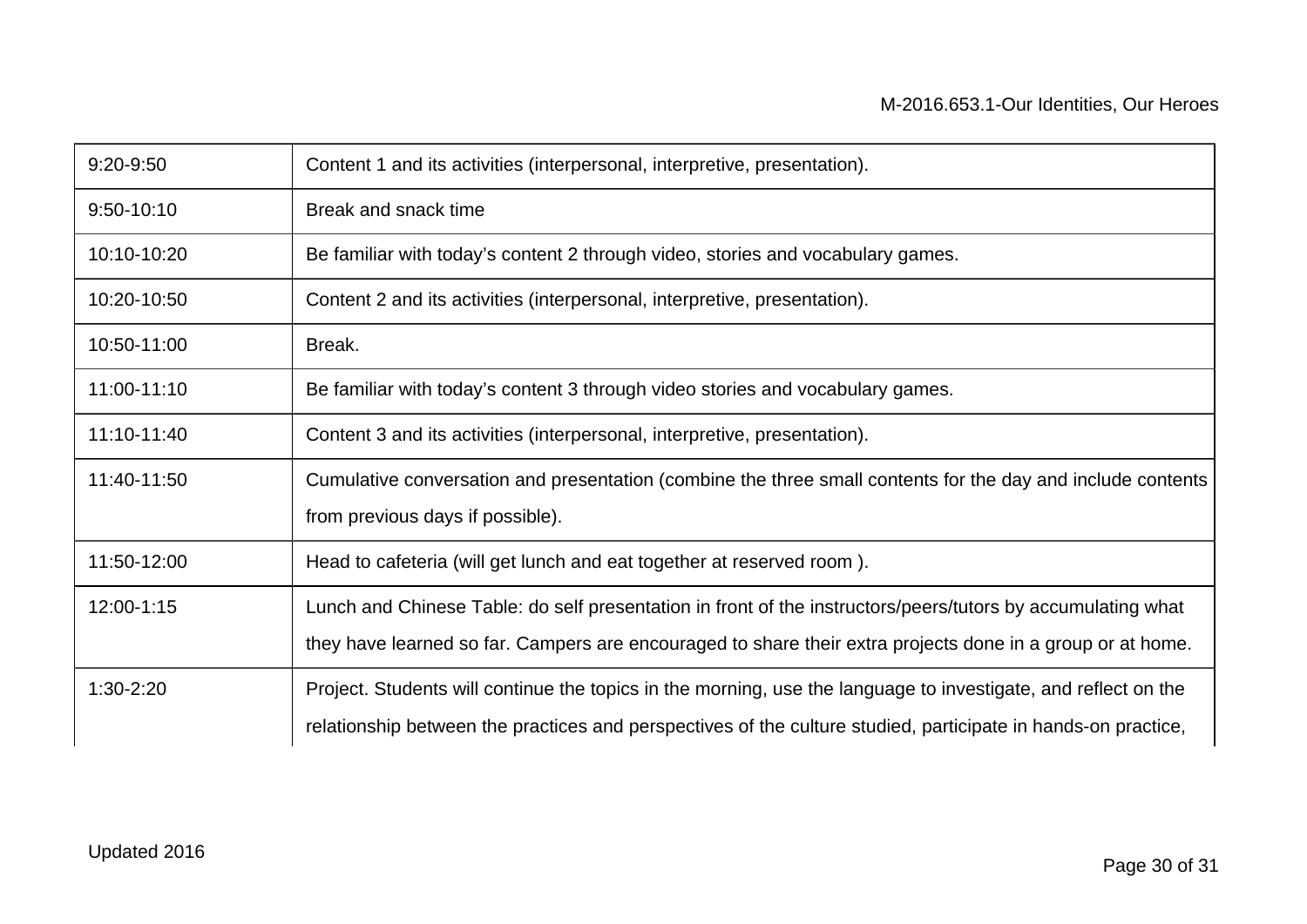| | |
|---|---|
| 9:20-9:50 | Content 1 and its activities (interpersonal, interpretive, presentation). |
| 9:50-10:10 | Break and snack time |
| 10:10-10:20 | Be familiar with today's content 2 through video, stories and vocabulary games. |
| 10:20-10:50 | Content 2 and its activities (interpersonal, interpretive, presentation). |
| 10:50-11:00 | Break. |
| 11:00-11:10 | Be familiar with today's content 3 through video stories and vocabulary games. |
| 11:10-11:40 | Content 3 and its activities (interpersonal, interpretive, presentation). |
| 11:40-11:50 | Cumulative conversation and presentation (combine the three small contents for the day and include contents from previous days if possible). |
| 11:50-12:00 | Head to cafeteria (will get lunch and eat together at reserved room ). |
| 12:00-1:15 | Lunch and Chinese Table: do self presentation in front of the instructors/peers/tutors by accumulating what they have learned so far. Campers are encouraged to share their extra projects done in a group or at home. |
| 1:30-2:20 | Project. Students will continue the topics in the morning, use the language to investigate, and reflect on the relationship between the practices and perspectives of the culture studied, participate in hands-on practice, |

Updated 2016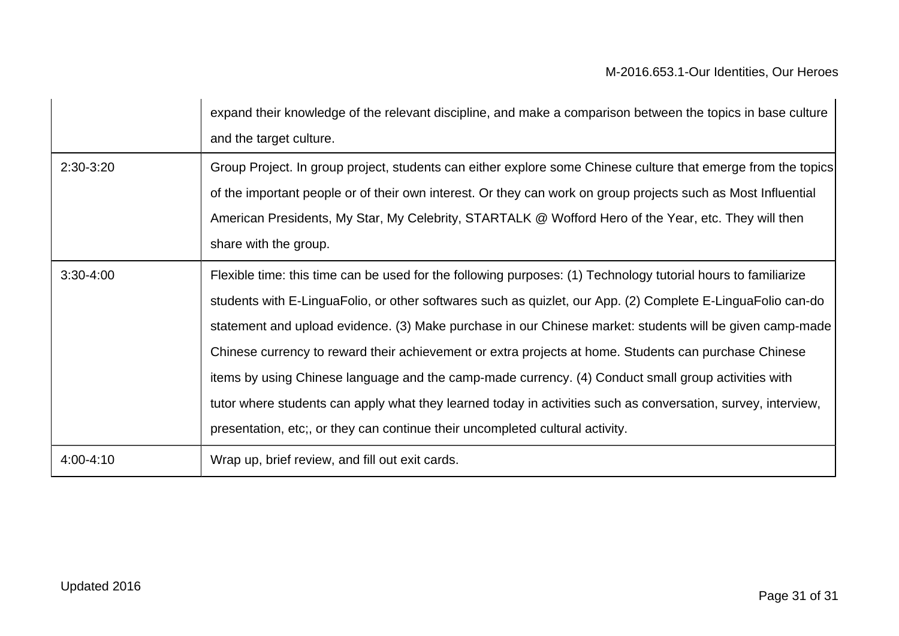| | |
|---|---|
| | expand their knowledge of the relevant discipline, and make a comparison between the topics in base culture and the target culture. |
| 2:30-3:20 | Group Project. In group project, students can either explore some Chinese culture that emerge from the topics of the important people or of their own interest. Or they can work on group projects such as Most Influential American Presidents, My Star, My Celebrity, STARTALK @ Wofford Hero of the Year, etc. They will then share with the group. |
| 3:30-4:00 | Flexible time: this time can be used for the following purposes: (1) Technology tutorial hours to familiarize students with E-LinguaFolio, or other softwares such as quizlet, our App. (2) Complete E-LinguaFolio can-do statement and upload evidence. (3) Make purchase in our Chinese market: students will be given camp-made Chinese currency to reward their achievement or extra projects at home. Students can purchase Chinese items by using Chinese language and the camp-made currency. (4) Conduct small group activities with tutor where students can apply what they learned today in activities such as conversation, survey, interview, presentation, etc;, or they can continue their uncompleted cultural activity. |
| 4:00-4:10 | Wrap up, brief review, and fill out exit cards. |